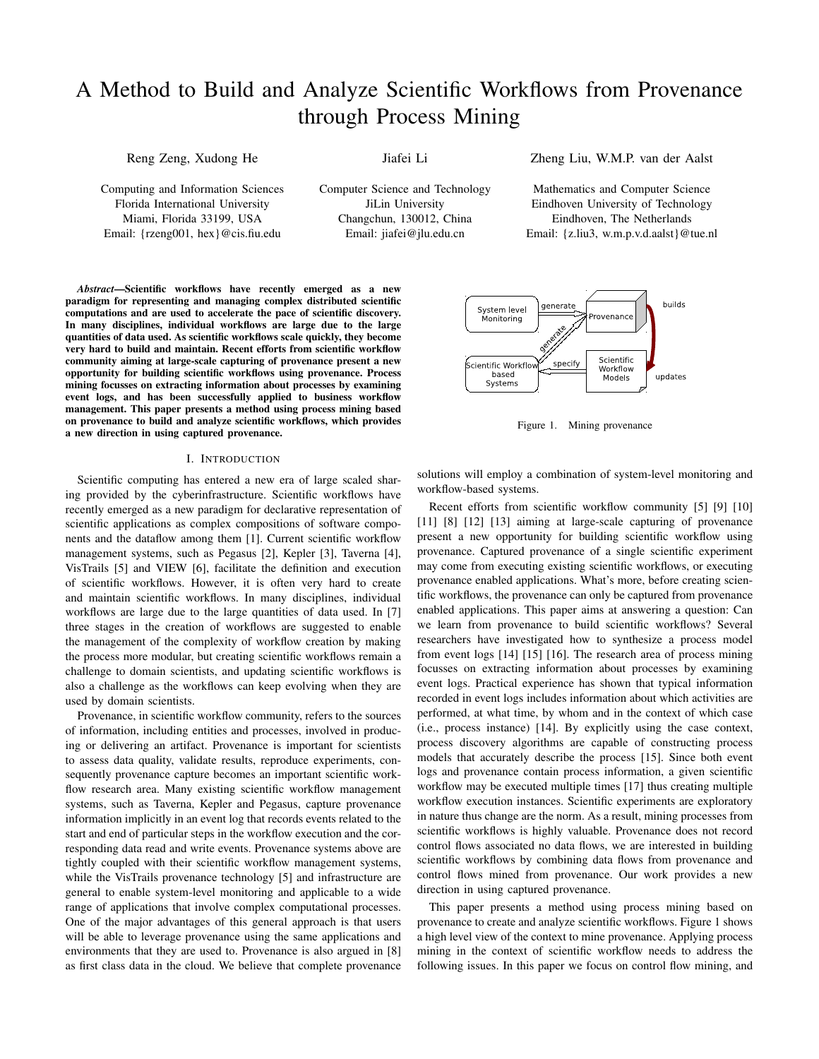# A Method to Build and Analyze Scientific Workflows from Provenance through Process Mining

Reng Zeng, Xudong He
Computing and Information Sciences
Florida International University
Miami, Florida 33199, USA
Email: {rzeng001, hex}@cis.fiu.edu

Jiafei Li
Computer Science and Technology
JiLin University
Changchun, 130012, China
Email: jiafei@jlu.edu.cn

Zheng Liu, W.M.P. van der Aalst
Mathematics and Computer Science
Eindhoven University of Technology
Eindhoven, The Netherlands
Email: {z.liu3, w.m.p.v.d.aalst}@tue.nl

***Abstract*—Scientific workflows have recently emerged as a new paradigm for representing and managing complex distributed scientific computations and are used to accelerate the pace of scientific discovery. In many disciplines, individual workflows are large due to the large quantities of data used. As scientific workflows scale quickly, they become very hard to build and maintain. Recent efforts from scientific workflow community aiming at large-scale capturing of provenance present a new opportunity for building scientific workflows using provenance. Process mining focusses on extracting information about processes by examining event logs, and has been successfully applied to business workflow management. This paper presents a method using process mining based on provenance to build and analyze scientific workflows, which provides a new direction in using captured provenance.**

## I. Introduction

Scientific computing has entered a new era of large scaled sharing provided by the cyberinfrastructure. Scientific workflows have recently emerged as a new paradigm for declarative representation of scientific applications as complex compositions of software components and the dataflow among them [1]. Current scientific workflow management systems, such as Pegasus [2], Kepler [3], Taverna [4], VisTrails [5] and VIEW [6], facilitate the definition and execution of scientific workflows. However, it is often very hard to create and maintain scientific workflows. In many disciplines, individual workflows are large due to the large quantities of data used. In [7] three stages in the creation of workflows are suggested to enable the management of the complexity of workflow creation by making the process more modular, but creating scientific workflows remain a challenge to domain scientists, and updating scientific workflows is also a challenge as the workflows can keep evolving when they are used by domain scientists.

Provenance, in scientific workflow community, refers to the sources of information, including entities and processes, involved in producing or delivering an artifact. Provenance is important for scientists to assess data quality, validate results, reproduce experiments, consequently provenance capture becomes an important scientific workflow research area. Many existing scientific workflow management systems, such as Taverna, Kepler and Pegasus, capture provenance information implicitly in an event log that records events related to the start and end of particular steps in the workflow execution and the corresponding data read and write events. Provenance systems above are tightly coupled with their scientific workflow management systems, while the VisTrails provenance technology [5] and infrastructure are general to enable system-level monitoring and applicable to a wide range of applications that involve complex computational processes. One of the major advantages of this general approach is that users will be able to leverage provenance using the same applications and environments that they are used to. Provenance is also argued in [8] as first class data in the cloud. We believe that complete provenance solutions will employ a combination of system-level monitoring and workflow-based systems.

Figure 1. Mining provenance

Recent efforts from scientific workflow community [5] [9] [10] [11] [8] [12] [13] aiming at large-scale capturing of provenance present a new opportunity for building scientific workflow using provenance. Captured provenance of a single scientific experiment may come from executing existing scientific workflows, or executing provenance enabled applications. What's more, before creating scientific workflows, the provenance can only be captured from provenance enabled applications. This paper aims at answering a question: Can we learn from provenance to build scientific workflows? Several researchers have investigated how to synthesize a process model from event logs [14] [15] [16]. The research area of process mining focusses on extracting information about processes by examining event logs. Practical experience has shown that typical information recorded in event logs includes information about which activities are performed, at what time, by whom and in the context of which case (i.e., process instance) [14]. By explicitly using the case context, process discovery algorithms are capable of constructing process models that accurately describe the process [15]. Since both event logs and provenance contain process information, a given scientific workflow may be executed multiple times [17] thus creating multiple workflow execution instances. Scientific experiments are exploratory in nature thus change are the norm. As a result, mining processes from scientific workflows is highly valuable. Provenance does not record control flows associated no data flows, we are interested in building scientific workflows by combining data flows from provenance and control flows mined from provenance. Our work provides a new direction in using captured provenance.

This paper presents a method using process mining based on provenance to create and analyze scientific workflows. Figure 1 shows a high level view of the context to mine provenance. Applying process mining in the context of scientific workflow needs to address the following issues. In this paper we focus on control flow mining, and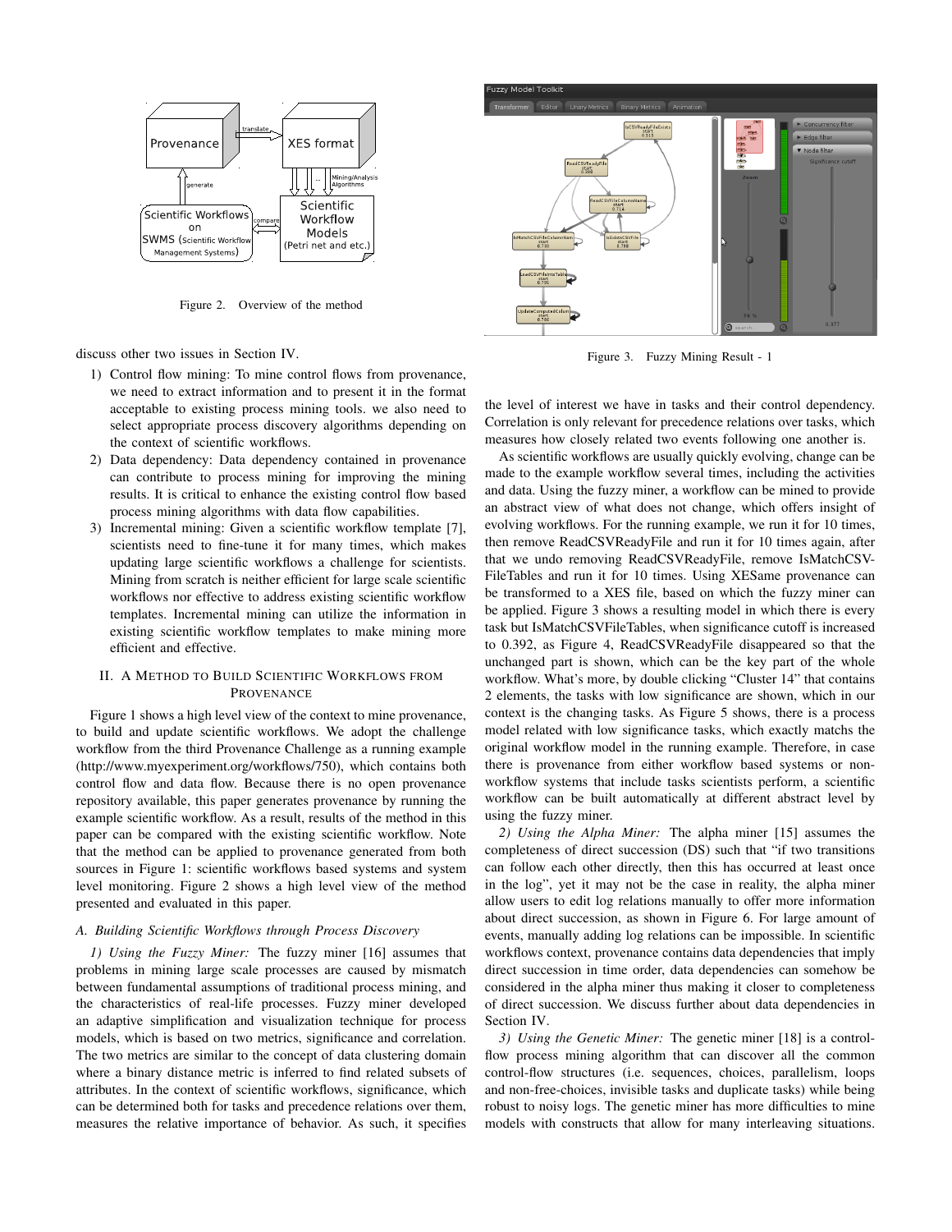Figure 2. Overview of the method

discuss other two issues in Section IV.

1) Control flow mining: To mine control flows from provenance, we need to extract information and to present it in the format acceptable to existing process mining tools. we also need to select appropriate process discovery algorithms depending on the context of scientific workflows.
2) Data dependency: Data dependency contained in provenance can contribute to process mining for improving the mining results. It is critical to enhance the existing control flow based process mining algorithms with data flow capabilities.
3) Incremental mining: Given a scientific workflow template [7], scientists need to fine-tune it for many times, which makes updating large scientific workflows a challenge for scientists. Mining from scratch is neither efficient for large scale scientific workflows nor effective to address existing scientific workflow templates. Incremental mining can utilize the information in existing scientific workflow templates to make mining more efficient and effective.

## II. A Method to Build Scientific Workflows from Provenance

Figure 1 shows a high level view of the context to mine provenance, to build and update scientific workflows. We adopt the challenge workflow from the third Provenance Challenge as a running example (http://www.myexperiment.org/workflows/750), which contains both control flow and data flow. Because there is no open provenance repository available, this paper generates provenance by running the example scientific workflow. As a result, results of the method in this paper can be compared with the existing scientific workflow. Note that the method can be applied to provenance generated from both sources in Figure 1: scientific workflows based systems and system level monitoring. Figure 2 shows a high level view of the method presented and evaluated in this paper.

### A. Building Scientific Workflows through Process Discovery

*1) Using the Fuzzy Miner:* The fuzzy miner [16] assumes that problems in mining large scale processes are caused by mismatch between fundamental assumptions of traditional process mining, and the characteristics of real-life processes. Fuzzy miner developed an adaptive simplification and visualization technique for process models, which is based on two metrics, significance and correlation. The two metrics are similar to the concept of data clustering domain where a binary distance metric is inferred to find related subsets of attributes. In the context of scientific workflows, significance, which can be determined both for tasks and precedence relations over them, measures the relative importance of behavior. As such, it specifies the level of interest we have in tasks and their control dependency. Correlation is only relevant for precedence relations over tasks, which measures how closely related two events following one another is.

Figure 3. Fuzzy Mining Result - 1

As scientific workflows are usually quickly evolving, change can be made to the example workflow several times, including the activities and data. Using the fuzzy miner, a workflow can be mined to provide an abstract view of what does not change, which offers insight of evolving workflows. For the running example, we run it for 10 times, then remove ReadCSVReadyFile and run it for 10 times again, after that we undo removing ReadCSVReadyFile, remove IsMatchCSV-FileTables and run it for 10 times. Using XESame provenance can be transformed to a XES file, based on which the fuzzy miner can be applied. Figure 3 shows a resulting model in which there is every task but IsMatchCSVFileTables, when significance cutoff is increased to 0.392, as Figure 4, ReadCSVReadyFile disappeared so that the unchanged part is shown, which can be the key part of the whole workflow. What's more, by double clicking "Cluster 14" that contains 2 elements, the tasks with low significance are shown, which in our context is the changing tasks. As Figure 5 shows, there is a process model related with low significance tasks, which exactly matchs the original workflow model in the running example. Therefore, in case there is provenance from either workflow based systems or non-workflow systems that include tasks scientists perform, a scientific workflow can be built automatically at different abstract level by using the fuzzy miner.

*2) Using the Alpha Miner:* The alpha miner [15] assumes the completeness of direct succession (DS) such that "if two transitions can follow each other directly, then this has occurred at least once in the log", yet it may not be the case in reality, the alpha miner allow users to edit log relations manually to offer more information about direct succession, as shown in Figure 6. For large amount of events, manually adding log relations can be impossible. In scientific workflows context, provenance contains data dependencies that imply direct succession in time order, data dependencies can somehow be considered in the alpha miner thus making it closer to completeness of direct succession. We discuss further about data dependencies in Section IV.

*3) Using the Genetic Miner:* The genetic miner [18] is a control-flow process mining algorithm that can discover all the common control-flow structures (i.e. sequences, choices, parallelism, loops and non-free-choices, invisible tasks and duplicate tasks) while being robust to noisy logs. The genetic miner has more difficulties to mine models with constructs that allow for many interleaving situations.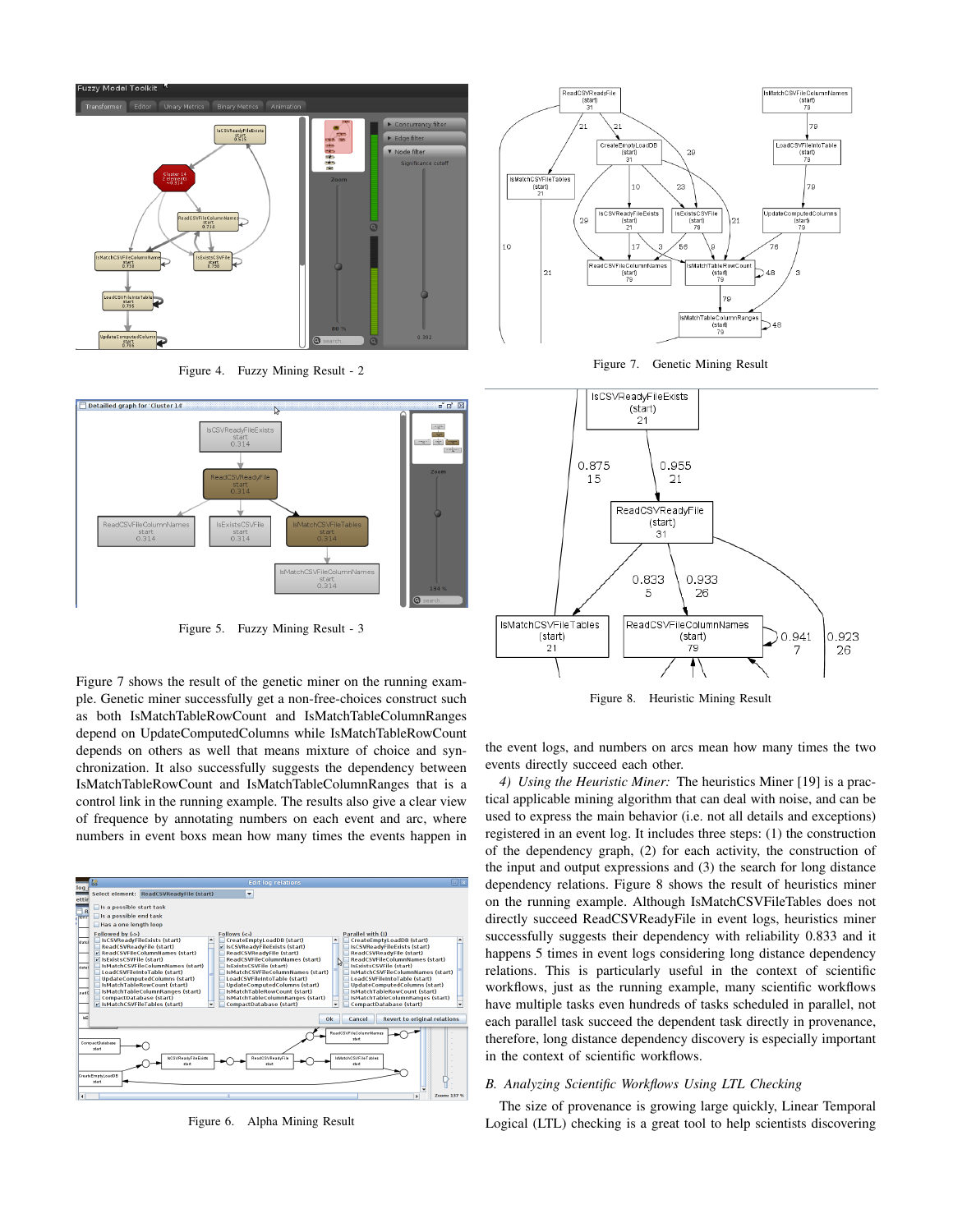Figure 4. Fuzzy Mining Result - 2

Figure 5. Fuzzy Mining Result - 3

Figure 6. Alpha Mining Result

Figure 7. Genetic Mining Result

Figure 8. Heuristic Mining Result

Figure 7 shows the result of the genetic miner on the running example. Genetic miner successfully get a non-free-choices construct such as both IsMatchTableRowCount and IsMatchTableColumnRanges depend on UpdateComputedColumns while IsMatchTableRowCount depends on others as well that means mixture of choice and synchronization. It also successfully suggests the dependency between IsMatchTableRowCount and IsMatchTableColumnRanges that is a control link in the running example. The results also give a clear view of frequence by annotating numbers on each event and arc, where numbers in event boxs mean how many times the events happen in the event logs, and numbers on arcs mean how many times the two events directly succeed each other.

*4) Using the Heuristic Miner:* The heuristics Miner [19] is a practical applicable mining algorithm that can deal with noise, and can be used to express the main behavior (i.e. not all details and exceptions) registered in an event log. It includes three steps: (1) the construction of the dependency graph, (2) for each activity, the construction of the input and output expressions and (3) the search for long distance dependency relations. Figure 8 shows the result of heuristics miner on the running example. Although IsMatchCSVFileTables does not directly succeed ReadCSVReadyFile in event logs, heuristics miner successfully suggests their dependency with reliability 0.833 and it happens 5 times in event logs considering long distance dependency relations. This is particularly useful in the context of scientific workflows, just as the running example, many scientific workflows have multiple tasks even hundreds of tasks scheduled in parallel, not each parallel task succeed the dependent task directly in provenance, therefore, long distance dependency discovery is especially important in the context of scientific workflows.

## B. Analyzing Scientific Workflows Using LTL Checking

The size of provenance is growing large quickly, Linear Temporal Logical (LTL) checking is a great tool to help scientists discovering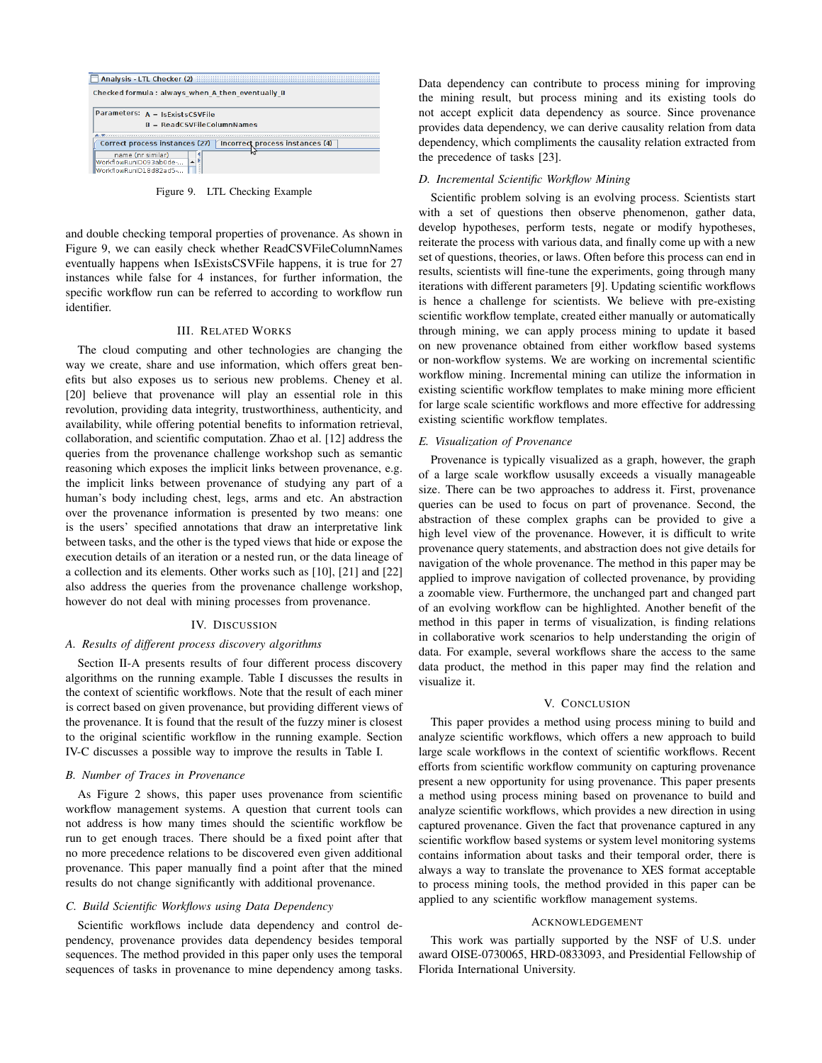Figure 9. LTL Checking Example

and double checking temporal properties of provenance. As shown in Figure 9, we can easily check whether ReadCSVFileColumnNames eventually happens when IsExistsCSVFile happens, it is true for 27 instances while false for 4 instances, for further information, the specific workflow run can be referred to according to workflow run identifier.

## III. Related Works

The cloud computing and other technologies are changing the way we create, share and use information, which offers great benefits but also exposes us to serious new problems. Cheney et al. [20] believe that provenance will play an essential role in this revolution, providing data integrity, trustworthiness, authenticity, and availability, while offering potential benefits to information retrieval, collaboration, and scientific computation. Zhao et al. [12] address the queries from the provenance challenge workshop such as semantic reasoning which exposes the implicit links between provenance, e.g. the implicit links between provenance of studying any part of a human's body including chest, legs, arms and etc. An abstraction over the provenance information is presented by two means: one is the users' specified annotations that draw an interpretative link between tasks, and the other is the typed views that hide or expose the execution details of an iteration or a nested run, or the data lineage of a collection and its elements. Other works such as [10], [21] and [22] also address the queries from the provenance challenge workshop, however do not deal with mining processes from provenance.

## IV. Discussion

### A. Results of different process discovery algorithms

Section II-A presents results of four different process discovery algorithms on the running example. Table I discusses the results in the context of scientific workflows. Note that the result of each miner is correct based on given provenance, but providing different views of the provenance. It is found that the result of the fuzzy miner is closest to the original scientific workflow in the running example. Section IV-C discusses a possible way to improve the results in Table I.

### B. Number of Traces in Provenance

As Figure 2 shows, this paper uses provenance from scientific workflow management systems. A question that current tools can not address is how many times should the scientific workflow be run to get enough traces. There should be a fixed point after that no more precedence relations to be discovered even given additional provenance. This paper manually find a point after that the mined results do not change significantly with additional provenance.

### C. Build Scientific Workflows using Data Dependency

Scientific workflows include data dependency and control dependency, provenance provides data dependency besides temporal sequences. The method provided in this paper only uses the temporal sequences of tasks in provenance to mine dependency among tasks. Data dependency can contribute to process mining for improving the mining result, but process mining and its existing tools do not accept explicit data dependency as source. Since provenance provides data dependency, we can derive causality relation from data dependency, which compliments the causality relation extracted from the precedence of tasks [23].

### D. Incremental Scientific Workflow Mining

Scientific problem solving is an evolving process. Scientists start with a set of questions then observe phenomenon, gather data, develop hypotheses, perform tests, negate or modify hypotheses, reiterate the process with various data, and finally come up with a new set of questions, theories, or laws. Often before this process can end in results, scientists will fine-tune the experiments, going through many iterations with different parameters [9]. Updating scientific workflows is hence a challenge for scientists. We believe with pre-existing scientific workflow template, created either manually or automatically through mining, we can apply process mining to update it based on new provenance obtained from either workflow based systems or non-workflow systems. We are working on incremental scientific workflow mining. Incremental mining can utilize the information in existing scientific workflow templates to make mining more efficient for large scale scientific workflows and more effective for addressing existing scientific workflow templates.

### E. Visualization of Provenance

Provenance is typically visualized as a graph, however, the graph of a large scale workflow ususally exceeds a visually manageable size. There can be two approaches to address it. First, provenance queries can be used to focus on part of provenance. Second, the abstraction of these complex graphs can be provided to give a high level view of the provenance. However, it is difficult to write provenance query statements, and abstraction does not give details for navigation of the whole provenance. The method in this paper may be applied to improve navigation of collected provenance, by providing a zoomable view. Furthermore, the unchanged part and changed part of an evolving workflow can be highlighted. Another benefit of the method in this paper in terms of visualization, is finding relations in collaborative work scenarios to help understanding the origin of data. For example, several workflows share the access to the same data product, the method in this paper may find the relation and visualize it.

## V. Conclusion

This paper provides a method using process mining to build and analyze scientific workflows, which offers a new approach to build large scale workflows in the context of scientific workflows. Recent efforts from scientific workflow community on capturing provenance present a new opportunity for using provenance. This paper presents a method using process mining based on provenance to build and analyze scientific workflows, which provides a new direction in using captured provenance. Given the fact that provenance captured in any scientific workflow based systems or system level monitoring systems contains information about tasks and their temporal order, there is always a way to translate the provenance to XES format acceptable to process mining tools, the method provided in this paper can be applied to any scientific workflow management systems.

## Acknowledgement

This work was partially supported by the NSF of U.S. under award OISE-0730065, HRD-0833093, and Presidential Fellowship of Florida International University.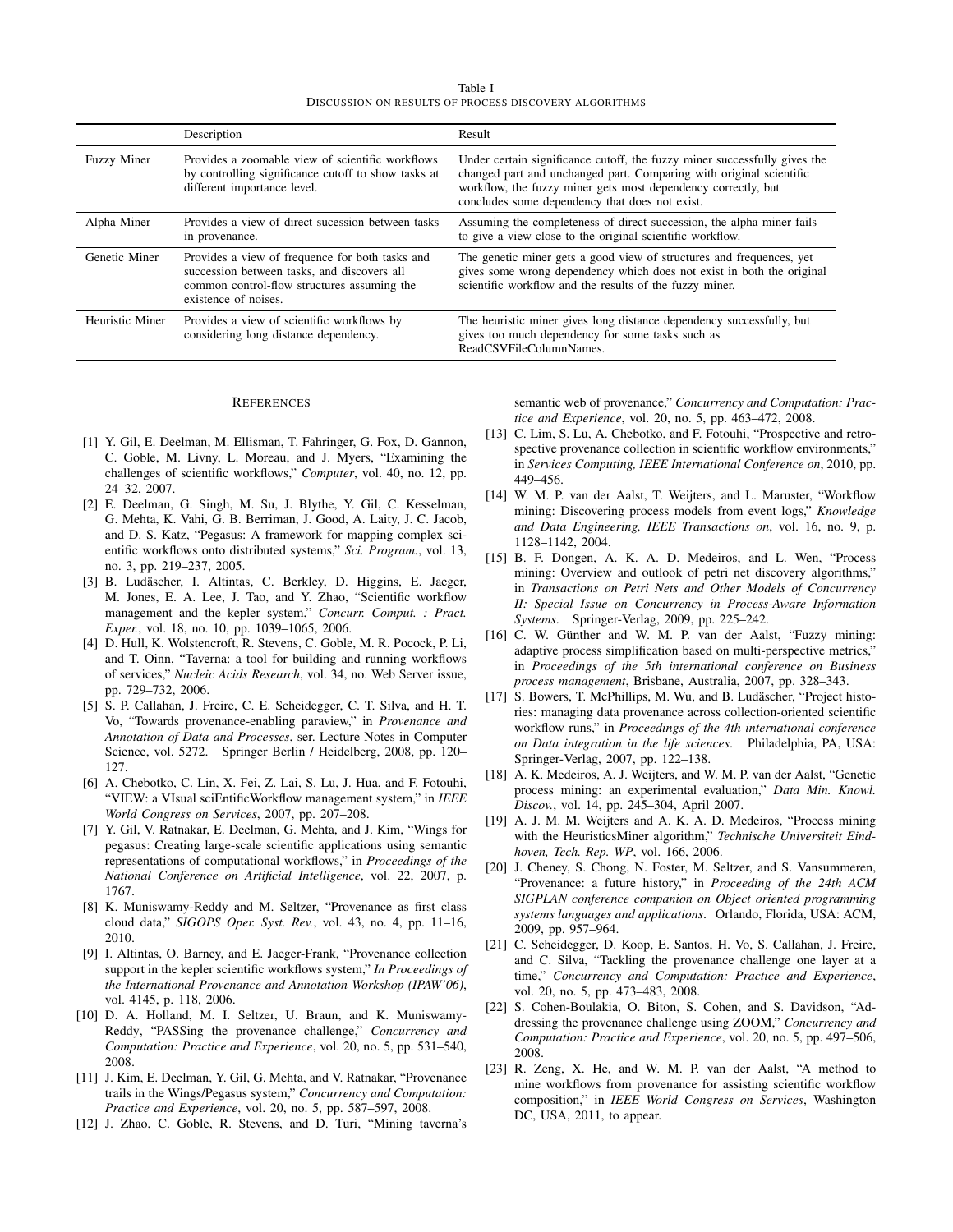Table I
DISCUSSION ON RESULTS OF PROCESS DISCOVERY ALGORITHMS

| | Description | Result |
|---|---|---|
| Fuzzy Miner | Provides a zoomable view of scientific workflows by controlling significance cutoff to show tasks at different importance level. | Under certain significance cutoff, the fuzzy miner successfully gives the changed part and unchanged part. Comparing with original scientific workflow, the fuzzy miner gets most dependency correctly, but concludes some dependency that does not exist. |
| Alpha Miner | Provides a view of direct sucession between tasks in provenance. | Assuming the completeness of direct succession, the alpha miner fails to give a view close to the original scientific workflow. |
| Genetic Miner | Provides a view of frequence for both tasks and succession between tasks, and discovers all common control-flow structures assuming the existence of noises. | The genetic miner gets a good view of structures and frequences, yet gives some wrong dependency which does not exist in both the original scientific workflow and the results of the fuzzy miner. |
| Heuristic Miner | Provides a view of scientific workflows by considering long distance dependency. | The heuristic miner gives long distance dependency successfully, but gives too much dependency for some tasks such as ReadCSVFileColumnNames. |

## REFERENCES

[1] Y. Gil, E. Deelman, M. Ellisman, T. Fahringer, G. Fox, D. Gannon, C. Goble, M. Livny, L. Moreau, and J. Myers, "Examining the challenges of scientific workflows," *Computer*, vol. 40, no. 12, pp. 24–32, 2007.

[2] E. Deelman, G. Singh, M. Su, J. Blythe, Y. Gil, C. Kesselman, G. Mehta, K. Vahi, G. B. Berriman, J. Good, A. Laity, J. C. Jacob, and D. S. Katz, "Pegasus: A framework for mapping complex scientific workflows onto distributed systems," *Sci. Program.*, vol. 13, no. 3, pp. 219–237, 2005.

[3] B. Ludäscher, I. Altintas, C. Berkley, D. Higgins, E. Jaeger, M. Jones, E. A. Lee, J. Tao, and Y. Zhao, "Scientific workflow management and the kepler system," *Concurr. Comput. : Pract. Exper.*, vol. 18, no. 10, pp. 1039–1065, 2006.

[4] D. Hull, K. Wolstencroft, R. Stevens, C. Goble, M. R. Pocock, P. Li, and T. Oinn, "Taverna: a tool for building and running workflows of services," *Nucleic Acids Research*, vol. 34, no. Web Server issue, pp. 729–732, 2006.

[5] S. P. Callahan, J. Freire, C. E. Scheidegger, C. T. Silva, and H. T. Vo, "Towards provenance-enabling paraview," in *Provenance and Annotation of Data and Processes*, ser. Lecture Notes in Computer Science, vol. 5272. Springer Berlin / Heidelberg, 2008, pp. 120–127.

[6] A. Chebotko, C. Lin, X. Fei, Z. Lai, S. Lu, J. Hua, and F. Fotouhi, "VIEW: a VIsual sciEntificWorkflow management system," in *IEEE World Congress on Services*, 2007, pp. 207–208.

[7] Y. Gil, V. Ratnakar, E. Deelman, G. Mehta, and J. Kim, "Wings for pegasus: Creating large-scale scientific applications using semantic representations of computational workflows," in *Proceedings of the National Conference on Artificial Intelligence*, vol. 22, 2007, p. 1767.

[8] K. Muniswamy-Reddy and M. Seltzer, "Provenance as first class cloud data," *SIGOPS Oper. Syst. Rev.*, vol. 43, no. 4, pp. 11–16, 2010.

[9] I. Altintas, O. Barney, and E. Jaeger-Frank, "Provenance collection support in the kepler scientific workflows system," *In Proceedings of the International Provenance and Annotation Workshop (IPAW'06)*, vol. 4145, p. 118, 2006.

[10] D. A. Holland, M. I. Seltzer, U. Braun, and K. Muniswamy-Reddy, "PASSing the provenance challenge," *Concurrency and Computation: Practice and Experience*, vol. 20, no. 5, pp. 531–540, 2008.

[11] J. Kim, E. Deelman, Y. Gil, G. Mehta, and V. Ratnakar, "Provenance trails in the Wings/Pegasus system," *Concurrency and Computation: Practice and Experience*, vol. 20, no. 5, pp. 587–597, 2008.

[12] J. Zhao, C. Goble, R. Stevens, and D. Turi, "Mining taverna's semantic web of provenance," *Concurrency and Computation: Practice and Experience*, vol. 20, no. 5, pp. 463–472, 2008.

[13] C. Lim, S. Lu, A. Chebotko, and F. Fotouhi, "Prospective and retrospective provenance collection in scientific workflow environments," in *Services Computing, IEEE International Conference on*, 2010, pp. 449–456.

[14] W. M. P. van der Aalst, T. Weijters, and L. Maruster, "Workflow mining: Discovering process models from event logs," *Knowledge and Data Engineering, IEEE Transactions on*, vol. 16, no. 9, p. 1128–1142, 2004.

[15] B. F. Dongen, A. K. A. D. Medeiros, and L. Wen, "Process mining: Overview and outlook of petri net discovery algorithms," in *Transactions on Petri Nets and Other Models of Concurrency II: Special Issue on Concurrency in Process-Aware Information Systems*. Springer-Verlag, 2009, pp. 225–242.

[16] C. W. Günther and W. M. P. van der Aalst, "Fuzzy mining: adaptive process simplification based on multi-perspective metrics," in *Proceedings of the 5th international conference on Business process management*, Brisbane, Australia, 2007, pp. 328–343.

[17] S. Bowers, T. McPhillips, M. Wu, and B. Ludäscher, "Project histories: managing data provenance across collection-oriented scientific workflow runs," in *Proceedings of the 4th international conference on Data integration in the life sciences*. Philadelphia, PA, USA: Springer-Verlag, 2007, pp. 122–138.

[18] A. K. Medeiros, A. J. Weijters, and W. M. P. van der Aalst, "Genetic process mining: an experimental evaluation," *Data Min. Knowl. Discov.*, vol. 14, pp. 245–304, April 2007.

[19] A. J. M. M. Weijters and A. K. A. D. Medeiros, "Process mining with the HeuristicsMiner algorithm," *Technische Universiteit Eindhoven, Tech. Rep. WP*, vol. 166, 2006.

[20] J. Cheney, S. Chong, N. Foster, M. Seltzer, and S. Vansummeren, "Provenance: a future history," in *Proceeding of the 24th ACM SIGPLAN conference companion on Object oriented programming systems languages and applications*. Orlando, Florida, USA: ACM, 2009, pp. 957–964.

[21] C. Scheidegger, D. Koop, E. Santos, H. Vo, S. Callahan, J. Freire, and C. Silva, "Tackling the provenance challenge one layer at a time," *Concurrency and Computation: Practice and Experience*, vol. 20, no. 5, pp. 473–483, 2008.

[22] S. Cohen-Boulakia, O. Biton, S. Cohen, and S. Davidson, "Addressing the provenance challenge using ZOOM," *Concurrency and Computation: Practice and Experience*, vol. 20, no. 5, pp. 497–506, 2008.

[23] R. Zeng, X. He, and W. M. P. van der Aalst, "A method to mine workflows from provenance for assisting scientific workflow composition," in *IEEE World Congress on Services*, Washington DC, USA, 2011, to appear.